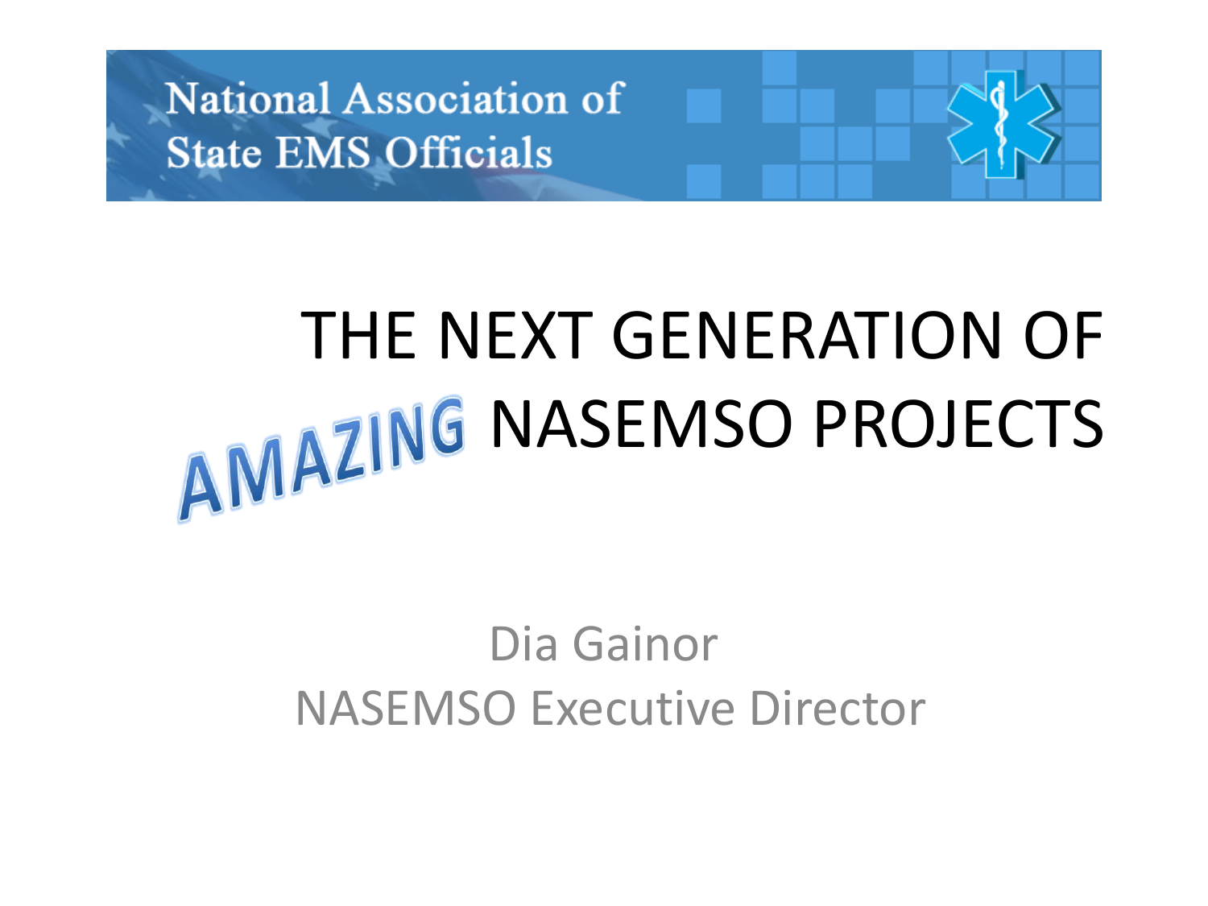National Association of State EMS Officials

# THE NEXT GENERATION OF AMAZING NASEMSO PROJECTS

Dia Gainor
NASEMSO Executive Director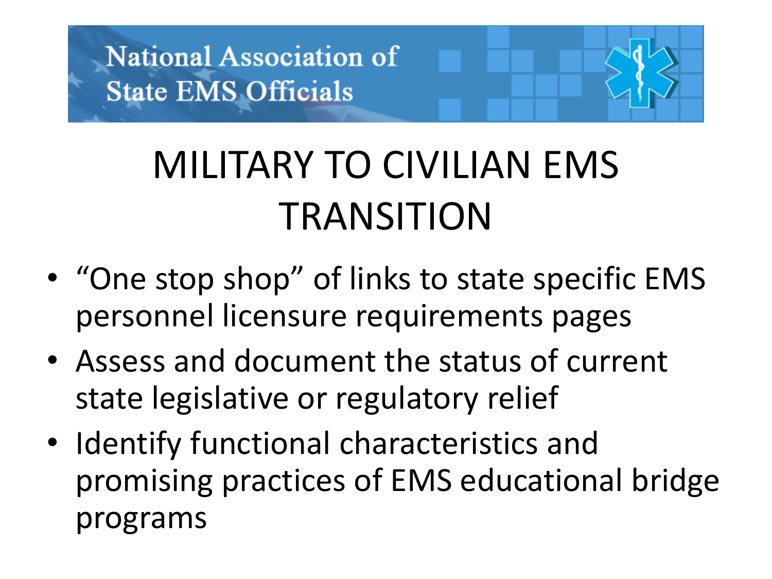National Association of State EMS Officials

# MILITARY TO CIVILIAN EMS TRANSITION

- "One stop shop" of links to state specific EMS personnel licensure requirements pages
- Assess and document the status of current state legislative or regulatory relief
- Identify functional characteristics and promising practices of EMS educational bridge programs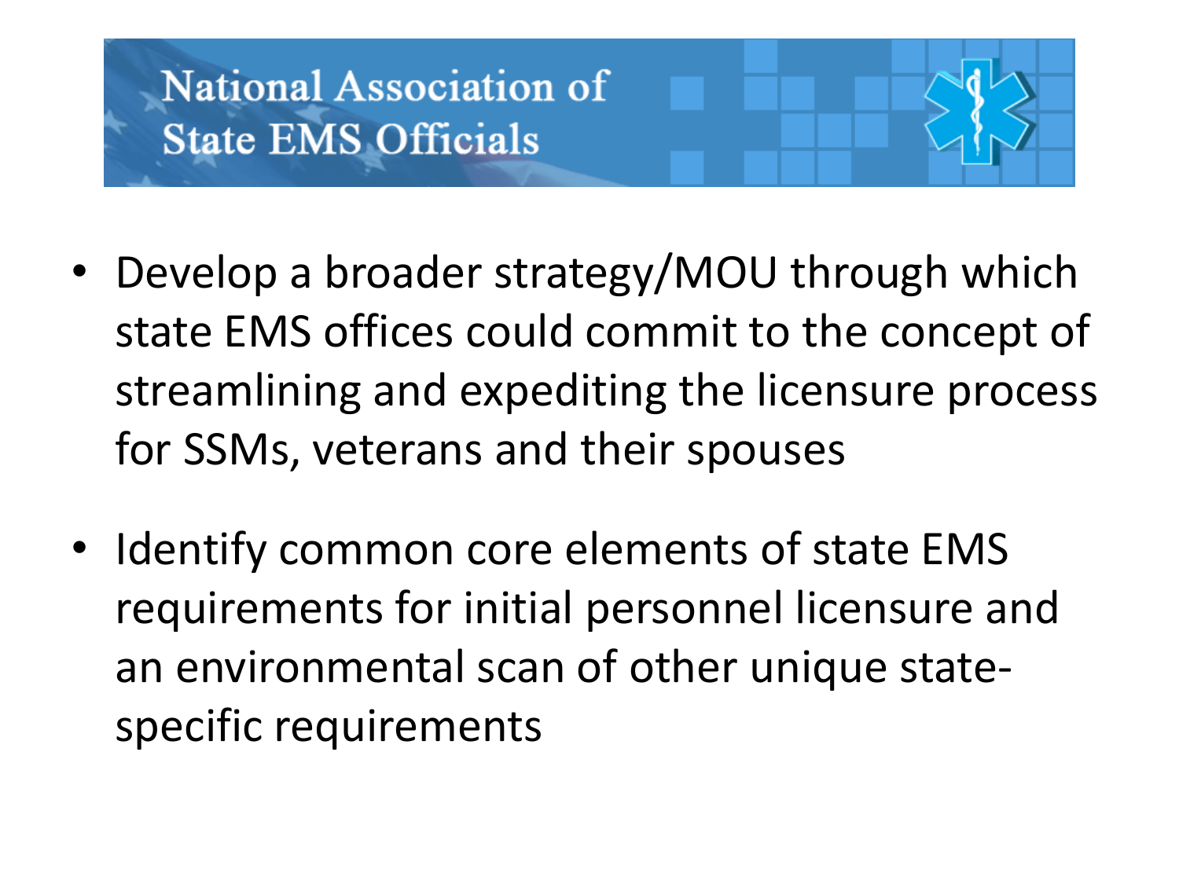# National Association of State EMS Officials

- Develop a broader strategy/MOU through which state EMS offices could commit to the concept of streamlining and expediting the licensure process for SSMs, veterans and their spouses

- Identify common core elements of state EMS requirements for initial personnel licensure and an environmental scan of other unique state-specific requirements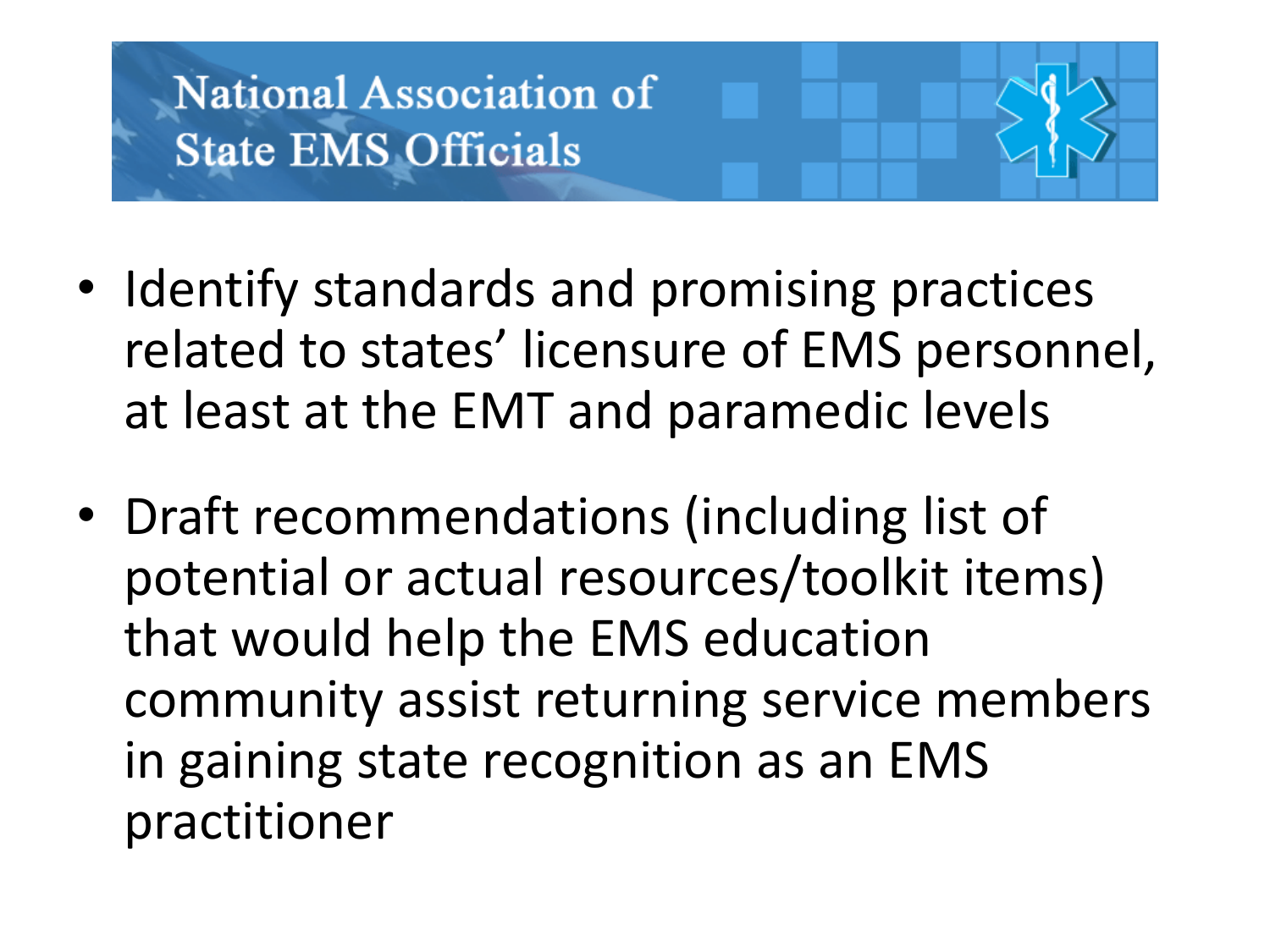# National Association of State EMS Officials

- Identify standards and promising practices related to states' licensure of EMS personnel, at least at the EMT and paramedic levels
- Draft recommendations (including list of potential or actual resources/toolkit items) that would help the EMS education community assist returning service members in gaining state recognition as an EMS practitioner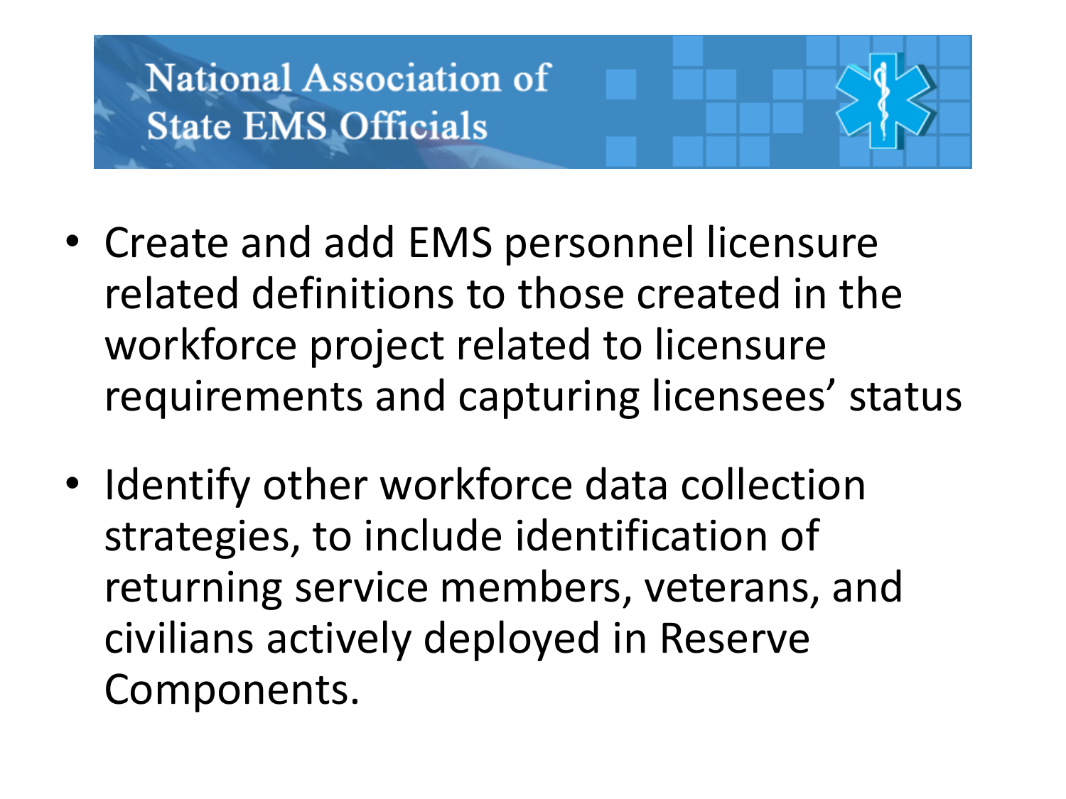National Association of State EMS Officials

- Create and add EMS personnel licensure related definitions to those created in the workforce project related to licensure requirements and capturing licensees' status
- Identify other workforce data collection strategies, to include identification of returning service members, veterans, and civilians actively deployed in Reserve Components.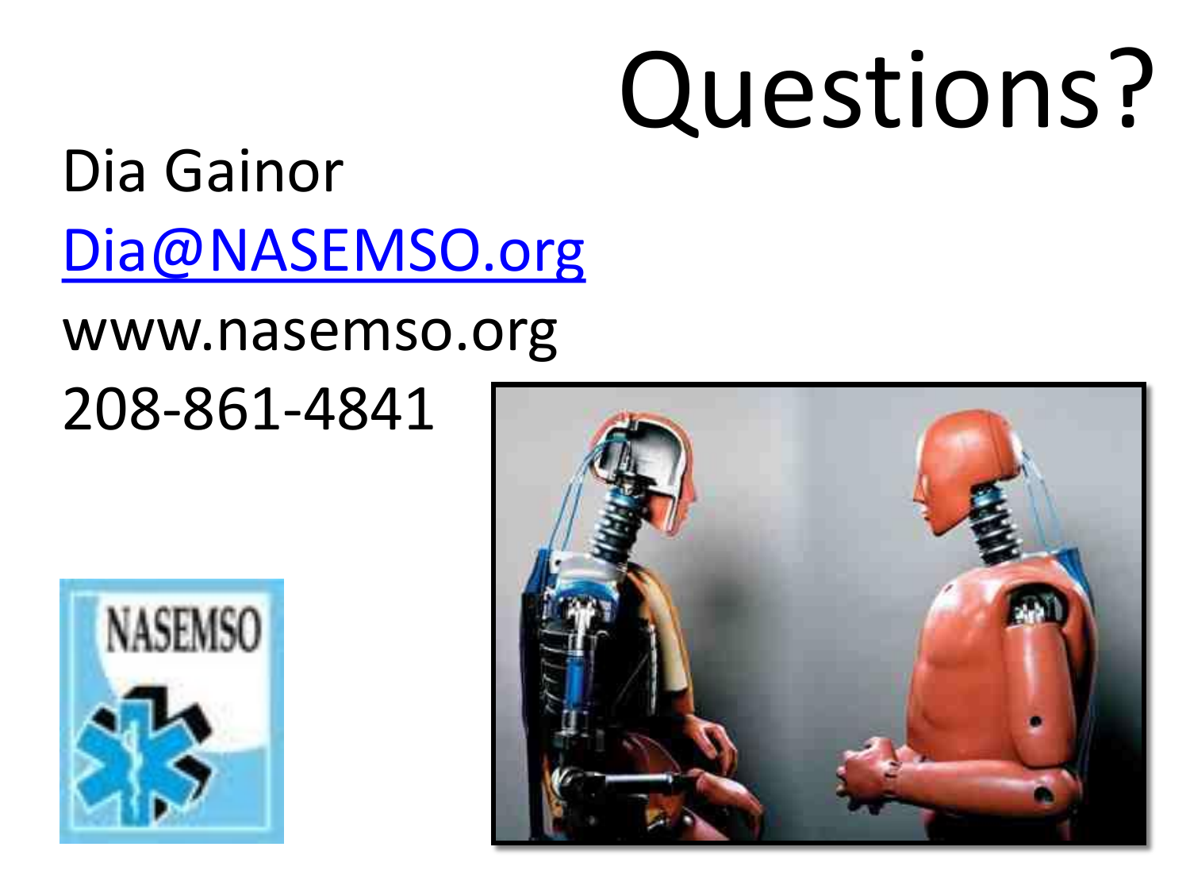# Questions?

Dia Gainor

Dia@NASEMSO.org

www.nasemso.org

208-861-4841